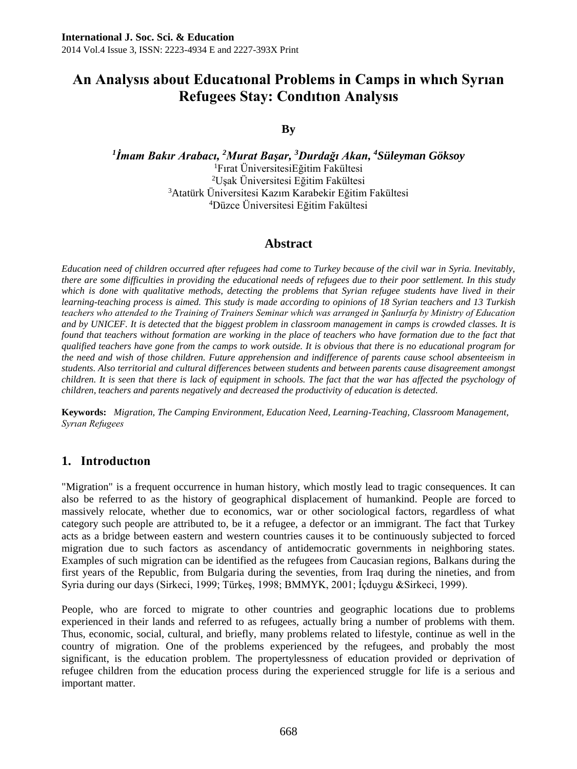**International J. Soc. Sci. & Education**
2014 Vol.4 Issue 3, ISSN: 2223-4934 E and 2227-393X Print

# An Analysıs about Educatıonal Problems in Camps in whıch Syrıan Refugees Stay: Condıtıon Analysıs

**By**

***[1]İmam Bakır Arabacı, [2]Murat Başar, [3]Durdağı Akan, [4]Süleyman Göksoy***

[1]Fırat ÜniversitesiEğitim Fakültesi
[2]Uşak Üniversitesi Eğitim Fakültesi
[3]Atatürk Üniversitesi Kazım Karabekir Eğitim Fakültesi
[4]Düzce Üniversitesi Eğitim Fakültesi

## Abstract

*Education need of children occurred after refugees had come to Turkey because of the civil war in Syria. Inevitably, there are some difficulties in providing the educational needs of refugees due to their poor settlement. In this study which is done with qualitative methods, detecting the problems that Syrian refugee students have lived in their learning-teaching process is aimed. This study is made according to opinions of 18 Syrian teachers and 13 Turkish teachers who attended to the Training of Trainers Seminar which was arranged in Şanlıurfa by Ministry of Education and by UNICEF. It is detected that the biggest problem in classroom management in camps is crowded classes. It is found that teachers without formation are working in the place of teachers who have formation due to the fact that qualified teachers have gone from the camps to work outside. It is obvious that there is no educational program for the need and wish of those children. Future apprehension and indifference of parents cause school absenteeism in students. Also territorial and cultural differences between students and between parents cause disagreement amongst children. It is seen that there is lack of equipment in schools. The fact that the war has affected the psychology of children, teachers and parents negatively and decreased the productivity of education is detected.*

**Keywords:** *Migration, The Camping Environment, Education Need, Learning-Teaching, Classroom Management, Syrıan Refugees*

## 1. Introductıon

"Migration" is a frequent occurrence in human history, which mostly lead to tragic consequences. It can also be referred to as the history of geographical displacement of humankind. People are forced to massively relocate, whether due to economics, war or other sociological factors, regardless of what category such people are attributed to, be it a refugee, a defector or an immigrant. The fact that Turkey acts as a bridge between eastern and western countries causes it to be continuously subjected to forced migration due to such factors as ascendancy of antidemocratic governments in neighboring states. Examples of such migration can be identified as the refugees from Caucasian regions, Balkans during the first years of the Republic, from Bulgaria during the seventies, from Iraq during the nineties, and from Syria during our days (Sirkeci, 1999; Türkeş, 1998; BMMYK, 2001; İçduygu &Sirkeci, 1999).

People, who are forced to migrate to other countries and geographic locations due to problems experienced in their lands and referred to as refugees, actually bring a number of problems with them. Thus, economic, social, cultural, and briefly, many problems related to lifestyle, continue as well in the country of migration. One of the problems experienced by the refugees, and probably the most significant, is the education problem. The propertylessness of education provided or deprivation of refugee children from the education process during the experienced struggle for life is a serious and important matter.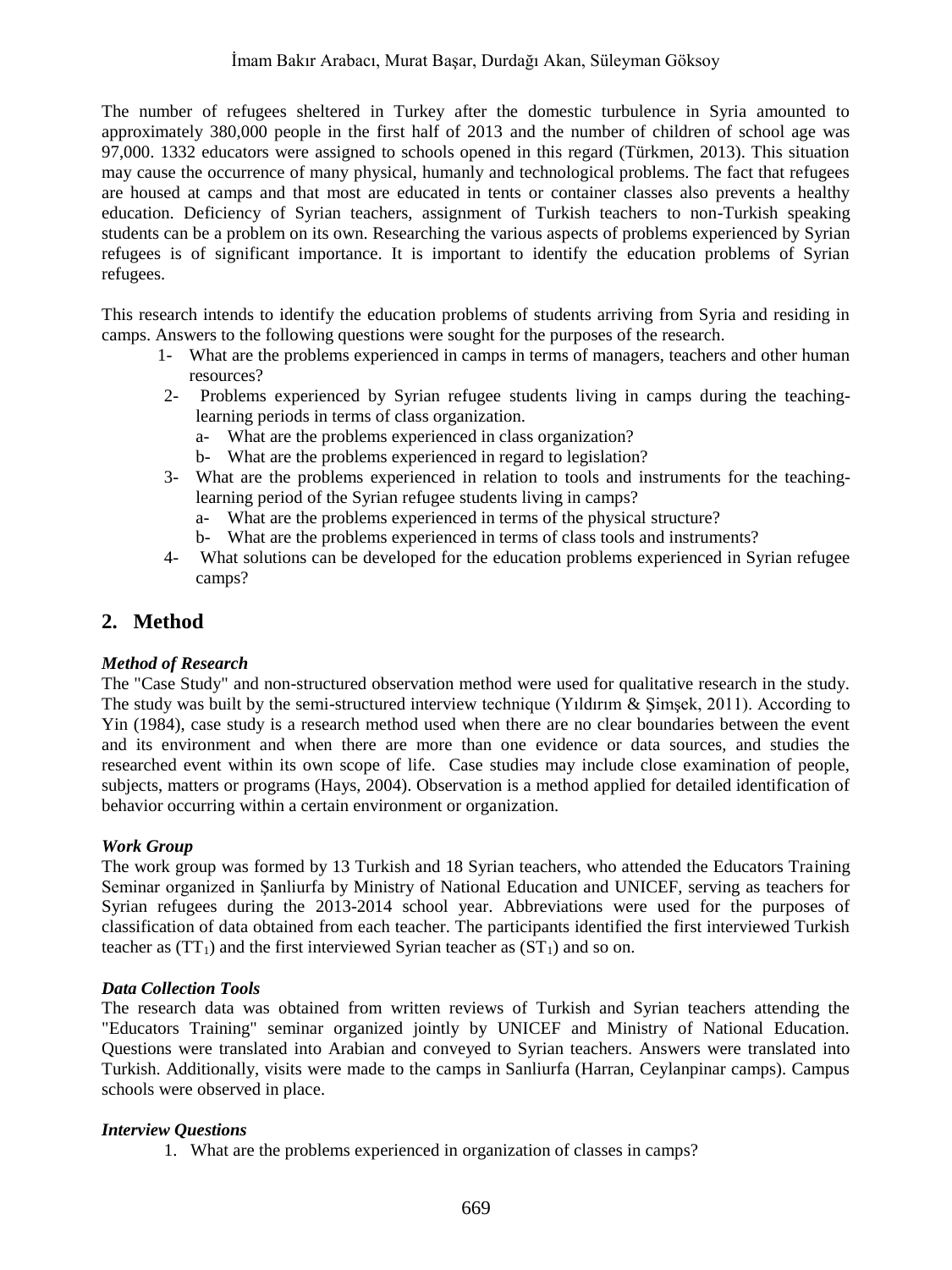The number of refugees sheltered in Turkey after the domestic turbulence in Syria amounted to approximately 380,000 people in the first half of 2013 and the number of children of school age was 97,000. 1332 educators were assigned to schools opened in this regard (Türkmen, 2013). This situation may cause the occurrence of many physical, humanly and technological problems. The fact that refugees are housed at camps and that most are educated in tents or container classes also prevents a healthy education. Deficiency of Syrian teachers, assignment of Turkish teachers to non-Turkish speaking students can be a problem on its own. Researching the various aspects of problems experienced by Syrian refugees is of significant importance. It is important to identify the education problems of Syrian refugees.

This research intends to identify the education problems of students arriving from Syria and residing in camps. Answers to the following questions were sought for the purposes of the research.

1- What are the problems experienced in camps in terms of managers, teachers and other human resources?
2- Problems experienced by Syrian refugee students living in camps during the teaching-learning periods in terms of class organization.
   a- What are the problems experienced in class organization?
   b- What are the problems experienced in regard to legislation?
3- What are the problems experienced in relation to tools and instruments for the teaching-learning period of the Syrian refugee students living in camps?
   a- What are the problems experienced in terms of the physical structure?
   b- What are the problems experienced in terms of class tools and instruments?
4- What solutions can be developed for the education problems experienced in Syrian refugee camps?

## 2. Method

### *Method of Research*

The "Case Study" and non-structured observation method were used for qualitative research in the study. The study was built by the semi-structured interview technique (Yıldırım & Şimşek, 2011). According to Yin (1984), case study is a research method used when there are no clear boundaries between the event and its environment and when there are more than one evidence or data sources, and studies the researched event within its own scope of life. Case studies may include close examination of people, subjects, matters or programs (Hays, 2004). Observation is a method applied for detailed identification of behavior occurring within a certain environment or organization.

### *Work Group*

The work group was formed by 13 Turkish and 18 Syrian teachers, who attended the Educators Training Seminar organized in Şanliurfa by Ministry of National Education and UNICEF, serving as teachers for Syrian refugees during the 2013-2014 school year. Abbreviations were used for the purposes of classification of data obtained from each teacher. The participants identified the first interviewed Turkish teacher as ($TT_1$) and the first interviewed Syrian teacher as ($ST_1$) and so on.

### *Data Collection Tools*

The research data was obtained from written reviews of Turkish and Syrian teachers attending the "Educators Training" seminar organized jointly by UNICEF and Ministry of National Education. Questions were translated into Arabian and conveyed to Syrian teachers. Answers were translated into Turkish. Additionally, visits were made to the camps in Sanliurfa (Harran, Ceylanpinar camps). Campus schools were observed in place.

### *Interview Questions*

1. What are the problems experienced in organization of classes in camps?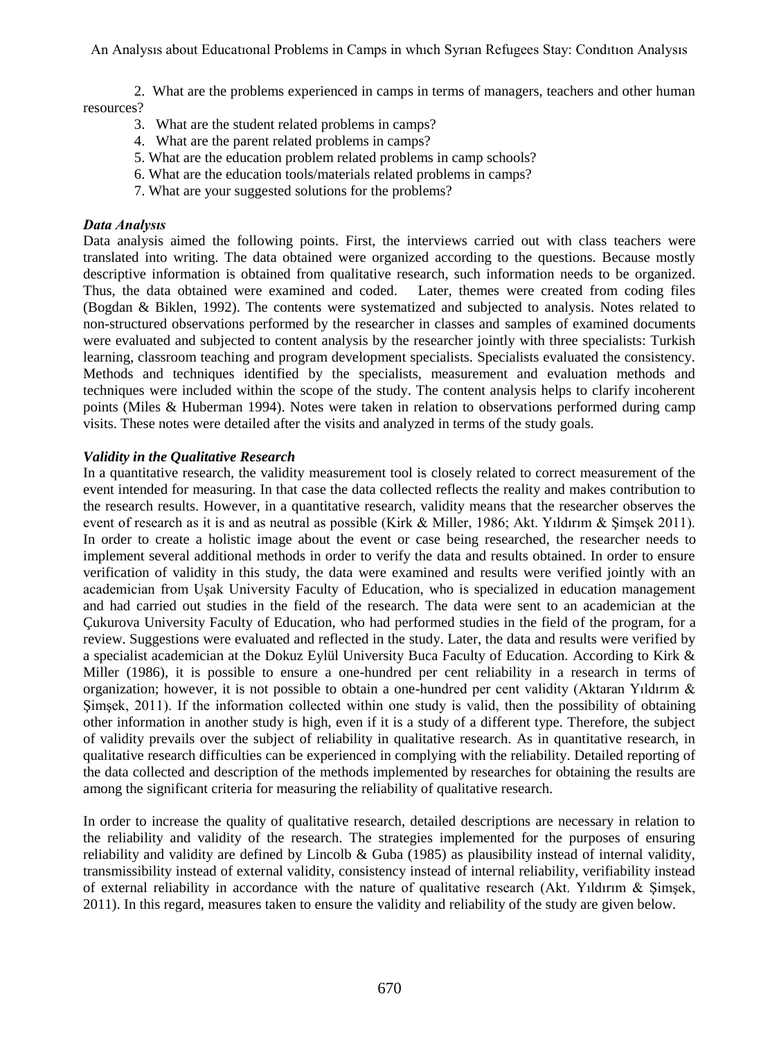2. What are the problems experienced in camps in terms of managers, teachers and other human resources?

3. What are the student related problems in camps?
4. What are the parent related problems in camps?
5. What are the education problem related problems in camp schools?
6. What are the education tools/materials related problems in camps?
7. What are your suggested solutions for the problems?

### *Data Analysıs*

Data analysis aimed the following points. First, the interviews carried out with class teachers were translated into writing. The data obtained were organized according to the questions. Because mostly descriptive information is obtained from qualitative research, such information needs to be organized. Thus, the data obtained were examined and coded. Later, themes were created from coding files (Bogdan & Biklen, 1992). The contents were systematized and subjected to analysis. Notes related to non-structured observations performed by the researcher in classes and samples of examined documents were evaluated and subjected to content analysis by the researcher jointly with three specialists: Turkish learning, classroom teaching and program development specialists. Specialists evaluated the consistency. Methods and techniques identified by the specialists, measurement and evaluation methods and techniques were included within the scope of the study. The content analysis helps to clarify incoherent points (Miles & Huberman 1994). Notes were taken in relation to observations performed during camp visits. These notes were detailed after the visits and analyzed in terms of the study goals.

### *Validity in the Qualitative Research*

In a quantitative research, the validity measurement tool is closely related to correct measurement of the event intended for measuring. In that case the data collected reflects the reality and makes contribution to the research results. However, in a quantitative research, validity means that the researcher observes the event of research as it is and as neutral as possible (Kirk & Miller, 1986; Akt. Yıldırım & Şimşek 2011). In order to create a holistic image about the event or case being researched, the researcher needs to implement several additional methods in order to verify the data and results obtained. In order to ensure verification of validity in this study, the data were examined and results were verified jointly with an academician from Uşak University Faculty of Education, who is specialized in education management and had carried out studies in the field of the research. The data were sent to an academician at the Çukurova University Faculty of Education, who had performed studies in the field of the program, for a review. Suggestions were evaluated and reflected in the study. Later, the data and results were verified by a specialist academician at the Dokuz Eylül University Buca Faculty of Education. According to Kirk & Miller (1986), it is possible to ensure a one-hundred per cent reliability in a research in terms of organization; however, it is not possible to obtain a one-hundred per cent validity (Aktaran Yıldırım & Şimşek, 2011). If the information collected within one study is valid, then the possibility of obtaining other information in another study is high, even if it is a study of a different type. Therefore, the subject of validity prevails over the subject of reliability in qualitative research. As in quantitative research, in qualitative research difficulties can be experienced in complying with the reliability. Detailed reporting of the data collected and description of the methods implemented by researches for obtaining the results are among the significant criteria for measuring the reliability of qualitative research.

In order to increase the quality of qualitative research, detailed descriptions are necessary in relation to the reliability and validity of the research. The strategies implemented for the purposes of ensuring reliability and validity are defined by Lincolb & Guba (1985) as plausibility instead of internal validity, transmissibility instead of external validity, consistency instead of internal reliability, verifiability instead of external reliability in accordance with the nature of qualitative research (Akt. Yıldırım & Şimşek, 2011). In this regard, measures taken to ensure the validity and reliability of the study are given below.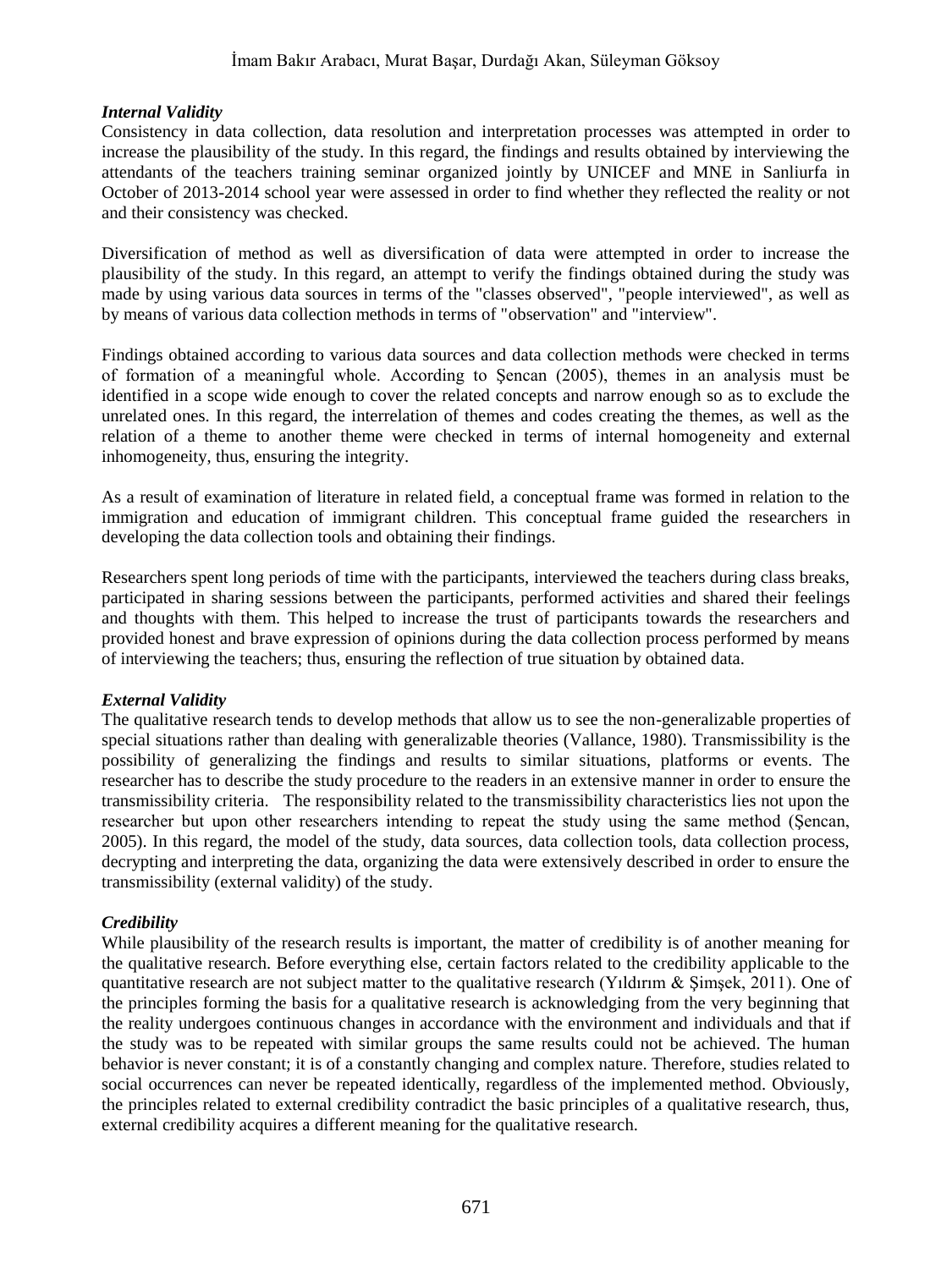### *Internal Validity*

Consistency in data collection, data resolution and interpretation processes was attempted in order to increase the plausibility of the study. In this regard, the findings and results obtained by interviewing the attendants of the teachers training seminar organized jointly by UNICEF and MNE in Sanliurfa in October of 2013-2014 school year were assessed in order to find whether they reflected the reality or not and their consistency was checked.

Diversification of method as well as diversification of data were attempted in order to increase the plausibility of the study. In this regard, an attempt to verify the findings obtained during the study was made by using various data sources in terms of the "classes observed", "people interviewed", as well as by means of various data collection methods in terms of "observation" and "interview".

Findings obtained according to various data sources and data collection methods were checked in terms of formation of a meaningful whole. According to Şencan (2005), themes in an analysis must be identified in a scope wide enough to cover the related concepts and narrow enough so as to exclude the unrelated ones. In this regard, the interrelation of themes and codes creating the themes, as well as the relation of a theme to another theme were checked in terms of internal homogeneity and external inhomogeneity, thus, ensuring the integrity.

As a result of examination of literature in related field, a conceptual frame was formed in relation to the immigration and education of immigrant children. This conceptual frame guided the researchers in developing the data collection tools and obtaining their findings.

Researchers spent long periods of time with the participants, interviewed the teachers during class breaks, participated in sharing sessions between the participants, performed activities and shared their feelings and thoughts with them. This helped to increase the trust of participants towards the researchers and provided honest and brave expression of opinions during the data collection process performed by means of interviewing the teachers; thus, ensuring the reflection of true situation by obtained data.

### *External Validity*

The qualitative research tends to develop methods that allow us to see the non-generalizable properties of special situations rather than dealing with generalizable theories (Vallance, 1980). Transmissibility is the possibility of generalizing the findings and results to similar situations, platforms or events. The researcher has to describe the study procedure to the readers in an extensive manner in order to ensure the transmissibility criteria. The responsibility related to the transmissibility characteristics lies not upon the researcher but upon other researchers intending to repeat the study using the same method (Şencan, 2005). In this regard, the model of the study, data sources, data collection tools, data collection process, decrypting and interpreting the data, organizing the data were extensively described in order to ensure the transmissibility (external validity) of the study.

### *Credibility*

While plausibility of the research results is important, the matter of credibility is of another meaning for the qualitative research. Before everything else, certain factors related to the credibility applicable to the quantitative research are not subject matter to the qualitative research (Yıldırım & Şimşek, 2011). One of the principles forming the basis for a qualitative research is acknowledging from the very beginning that the reality undergoes continuous changes in accordance with the environment and individuals and that if the study was to be repeated with similar groups the same results could not be achieved. The human behavior is never constant; it is of a constantly changing and complex nature. Therefore, studies related to social occurrences can never be repeated identically, regardless of the implemented method. Obviously, the principles related to external credibility contradict the basic principles of a qualitative research, thus, external credibility acquires a different meaning for the qualitative research.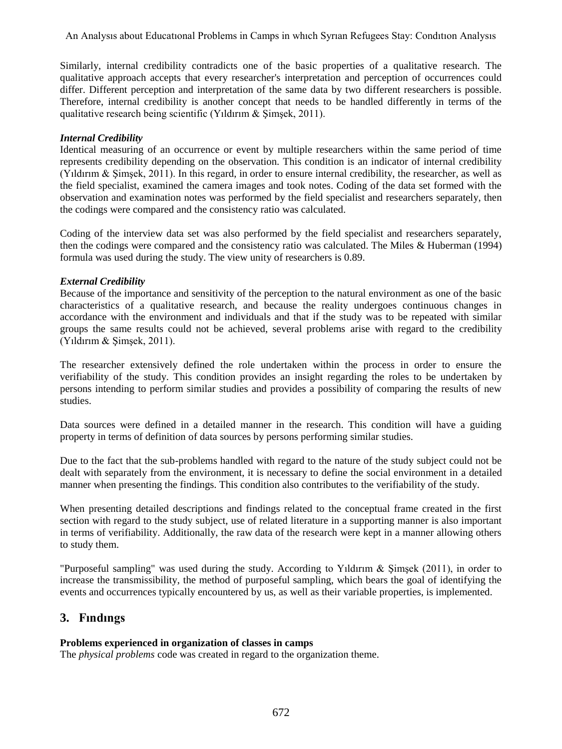Similarly, internal credibility contradicts one of the basic properties of a qualitative research. The qualitative approach accepts that every researcher's interpretation and perception of occurrences could differ. Different perception and interpretation of the same data by two different researchers is possible. Therefore, internal credibility is another concept that needs to be handled differently in terms of the qualitative research being scientific (Yıldırım & Şimşek, 2011).

***Internal Credibility***

Identical measuring of an occurrence or event by multiple researchers within the same period of time represents credibility depending on the observation. This condition is an indicator of internal credibility (Yıldırım & Şimşek, 2011). In this regard, in order to ensure internal credibility, the researcher, as well as the field specialist, examined the camera images and took notes. Coding of the data set formed with the observation and examination notes was performed by the field specialist and researchers separately, then the codings were compared and the consistency ratio was calculated.

Coding of the interview data set was also performed by the field specialist and researchers separately, then the codings were compared and the consistency ratio was calculated. The Miles & Huberman (1994) formula was used during the study. The view unity of researchers is 0.89.

***External Credibility***

Because of the importance and sensitivity of the perception to the natural environment as one of the basic characteristics of a qualitative research, and because the reality undergoes continuous changes in accordance with the environment and individuals and that if the study was to be repeated with similar groups the same results could not be achieved, several problems arise with regard to the credibility (Yıldırım & Şimşek, 2011).

The researcher extensively defined the role undertaken within the process in order to ensure the verifiability of the study. This condition provides an insight regarding the roles to be undertaken by persons intending to perform similar studies and provides a possibility of comparing the results of new studies.

Data sources were defined in a detailed manner in the research. This condition will have a guiding property in terms of definition of data sources by persons performing similar studies.

Due to the fact that the sub-problems handled with regard to the nature of the study subject could not be dealt with separately from the environment, it is necessary to define the social environment in a detailed manner when presenting the findings. This condition also contributes to the verifiability of the study.

When presenting detailed descriptions and findings related to the conceptual frame created in the first section with regard to the study subject, use of related literature in a supporting manner is also important in terms of verifiability. Additionally, the raw data of the research were kept in a manner allowing others to study them.

"Purposeful sampling" was used during the study. According to Yıldırım & Şimşek (2011), in order to increase the transmissibility, the method of purposeful sampling, which bears the goal of identifying the events and occurrences typically encountered by us, as well as their variable properties, is implemented.

## 3. Fındıngs

**Problems experienced in organization of classes in camps**

The *physical problems* code was created in regard to the organization theme.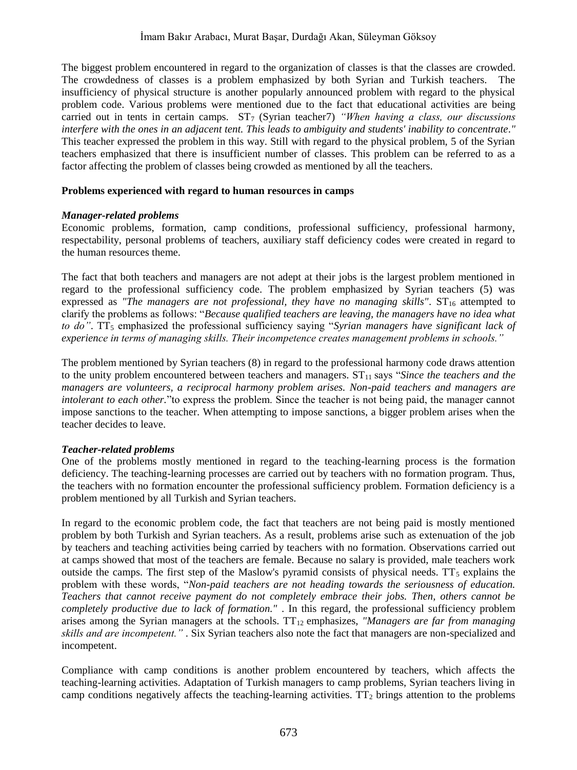The biggest problem encountered in regard to the organization of classes is that the classes are crowded. The crowdedness of classes is a problem emphasized by both Syrian and Turkish teachers. The insufficiency of physical structure is another popularly announced problem with regard to the physical problem code. Various problems were mentioned due to the fact that educational activities are being carried out in tents in certain camps. $ST_7$ (Syrian teacher7) *"When having a class, our discussions interfere with the ones in an adjacent tent. This leads to ambiguity and students' inability to concentrate."* This teacher expressed the problem in this way. Still with regard to the physical problem, 5 of the Syrian teachers emphasized that there is insufficient number of classes. This problem can be referred to as a factor affecting the problem of classes being crowded as mentioned by all the teachers.

**Problems experienced with regard to human resources in camps**

***Manager-related problems***

Economic problems, formation, camp conditions, professional sufficiency, professional harmony, respectability, personal problems of teachers, auxiliary staff deficiency codes were created in regard to the human resources theme.

The fact that both teachers and managers are not adept at their jobs is the largest problem mentioned in regard to the professional sufficiency code. The problem emphasized by Syrian teachers (5) was expressed as *"The managers are not professional, they have no managing skills"*. $ST_{16}$ attempted to clarify the problems as follows: "*Because qualified teachers are leaving, the managers have no idea what to do"*. $TT_5$ emphasized the professional sufficiency saying "*Syrian managers have significant lack of experience in terms of managing skills. Their incompetence creates management problems in schools."*

The problem mentioned by Syrian teachers (8) in regard to the professional harmony code draws attention to the unity problem encountered between teachers and managers. $ST_{11}$ says "*Since the teachers and the managers are volunteers, a reciprocal harmony problem arises. Non-paid teachers and managers are intolerant to each other.*"to express the problem. Since the teacher is not being paid, the manager cannot impose sanctions to the teacher. When attempting to impose sanctions, a bigger problem arises when the teacher decides to leave.

***Teacher-related problems***

One of the problems mostly mentioned in regard to the teaching-learning process is the formation deficiency. The teaching-learning processes are carried out by teachers with no formation program. Thus, the teachers with no formation encounter the professional sufficiency problem. Formation deficiency is a problem mentioned by all Turkish and Syrian teachers.

In regard to the economic problem code, the fact that teachers are not being paid is mostly mentioned problem by both Turkish and Syrian teachers. As a result, problems arise such as extenuation of the job by teachers and teaching activities being carried by teachers with no formation. Observations carried out at camps showed that most of the teachers are female. Because no salary is provided, male teachers work outside the camps. The first step of the Maslow's pyramid consists of physical needs. $TT_5$ explains the problem with these words, "*Non-paid teachers are not heading towards the seriousness of education. Teachers that cannot receive payment do not completely embrace their jobs. Then, others cannot be completely productive due to lack of formation."* . In this regard, the professional sufficiency problem arises among the Syrian managers at the schools. $TT_{12}$ emphasizes, *"Managers are far from managing skills and are incompetent."* . Six Syrian teachers also note the fact that managers are non-specialized and incompetent.

Compliance with camp conditions is another problem encountered by teachers, which affects the teaching-learning activities. Adaptation of Turkish managers to camp problems, Syrian teachers living in camp conditions negatively affects the teaching-learning activities. $TT_2$ brings attention to the problems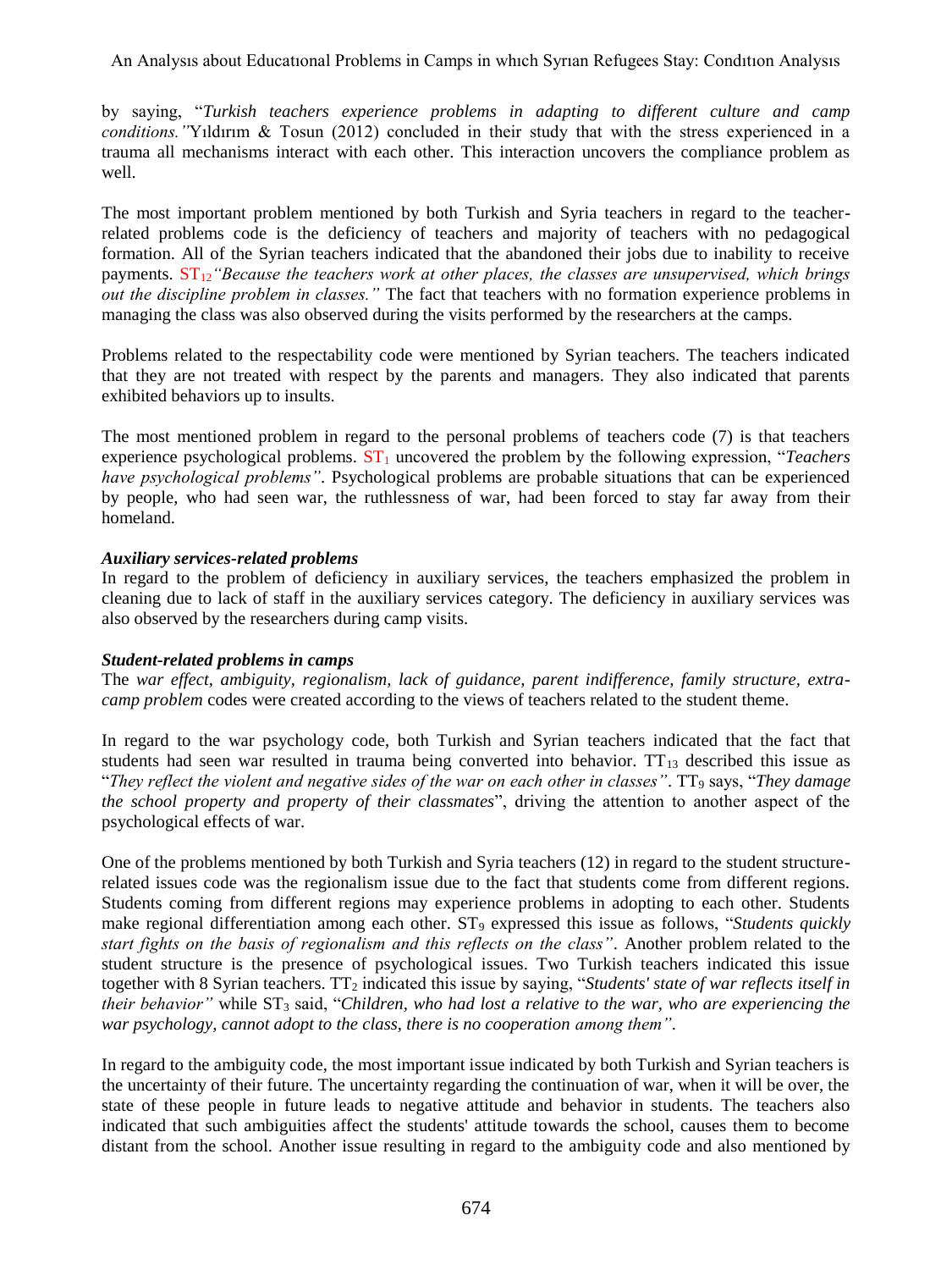by saying, "*Turkish teachers experience problems in adapting to different culture and camp conditions."*Yıldırım & Tosun (2012) concluded in their study that with the stress experienced in a trauma all mechanisms interact with each other. This interaction uncovers the compliance problem as well.

The most important problem mentioned by both Turkish and Syria teachers in regard to the teacher-related problems code is the deficiency of teachers and majority of teachers with no pedagogical formation. All of the Syrian teachers indicated that the abandoned their jobs due to inability to receive payments. $ST_{12}$*"Because the teachers work at other places, the classes are unsupervised, which brings out the discipline problem in classes."* The fact that teachers with no formation experience problems in managing the class was also observed during the visits performed by the researchers at the camps.

Problems related to the respectability code were mentioned by Syrian teachers. The teachers indicated that they are not treated with respect by the parents and managers. They also indicated that parents exhibited behaviors up to insults.

The most mentioned problem in regard to the personal problems of teachers code (7) is that teachers experience psychological problems. $ST_1$ uncovered the problem by the following expression, "*Teachers have psychological problems"*. Psychological problems are probable situations that can be experienced by people, who had seen war, the ruthlessness of war, had been forced to stay far away from their homeland.

***Auxiliary services-related problems***

In regard to the problem of deficiency in auxiliary services, the teachers emphasized the problem in cleaning due to lack of staff in the auxiliary services category. The deficiency in auxiliary services was also observed by the researchers during camp visits.

***Student-related problems in camps***

The *war effect, ambiguity, regionalism, lack of guidance, parent indifference, family structure, extra-camp problem* codes were created according to the views of teachers related to the student theme.

In regard to the war psychology code, both Turkish and Syrian teachers indicated that the fact that students had seen war resulted in trauma being converted into behavior. $TT_{13}$ described this issue as "*They reflect the violent and negative sides of the war on each other in classes"*. $TT_9$ says, "*They damage the school property and property of their classmates*", driving the attention to another aspect of the psychological effects of war.

One of the problems mentioned by both Turkish and Syria teachers (12) in regard to the student structure-related issues code was the regionalism issue due to the fact that students come from different regions. Students coming from different regions may experience problems in adopting to each other. Students make regional differentiation among each other. $ST_9$ expressed this issue as follows, "*Students quickly start fights on the basis of regionalism and this reflects on the class"*. Another problem related to the student structure is the presence of psychological issues. Two Turkish teachers indicated this issue together with 8 Syrian teachers. $TT_2$ indicated this issue by saying, "*Students' state of war reflects itself in their behavior"* while $ST_3$ said, "*Children, who had lost a relative to the war, who are experiencing the war psychology, cannot adopt to the class, there is no cooperation among them"*.

In regard to the ambiguity code, the most important issue indicated by both Turkish and Syrian teachers is the uncertainty of their future. The uncertainty regarding the continuation of war, when it will be over, the state of these people in future leads to negative attitude and behavior in students. The teachers also indicated that such ambiguities affect the students' attitude towards the school, causes them to become distant from the school. Another issue resulting in regard to the ambiguity code and also mentioned by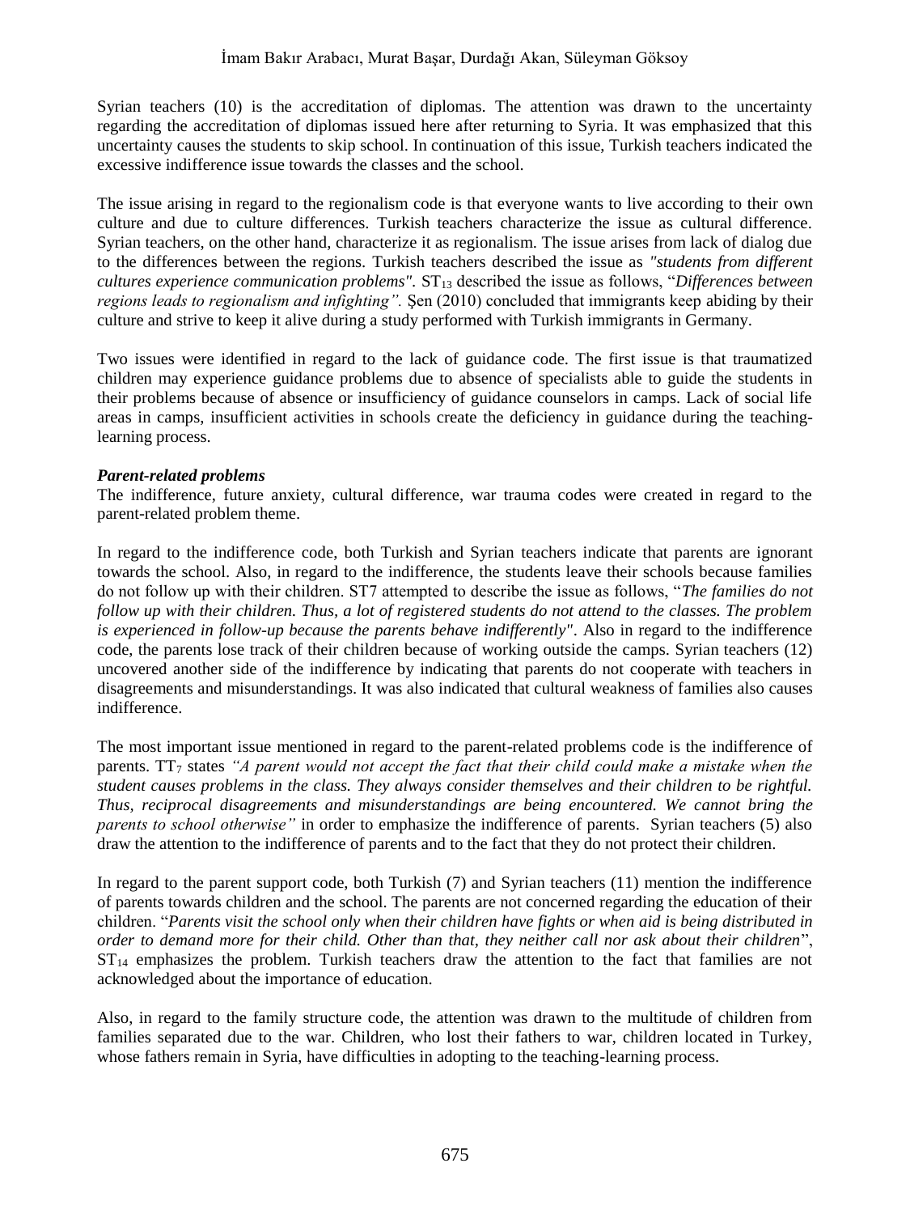Syrian teachers (10) is the accreditation of diplomas. The attention was drawn to the uncertainty regarding the accreditation of diplomas issued here after returning to Syria. It was emphasized that this uncertainty causes the students to skip school. In continuation of this issue, Turkish teachers indicated the excessive indifference issue towards the classes and the school.

The issue arising in regard to the regionalism code is that everyone wants to live according to their own culture and due to culture differences. Turkish teachers characterize the issue as cultural difference. Syrian teachers, on the other hand, characterize it as regionalism. The issue arises from lack of dialog due to the differences between the regions. Turkish teachers described the issue as *"students from different cultures experience communication problems"*. $ST_{13}$ described the issue as follows, "*Differences between regions leads to regionalism and infighting".* Şen (2010) concluded that immigrants keep abiding by their culture and strive to keep it alive during a study performed with Turkish immigrants in Germany.

Two issues were identified in regard to the lack of guidance code. The first issue is that traumatized children may experience guidance problems due to absence of specialists able to guide the students in their problems because of absence or insufficiency of guidance counselors in camps. Lack of social life areas in camps, insufficient activities in schools create the deficiency in guidance during the teaching-learning process.

***Parent-related problems***

The indifference, future anxiety, cultural difference, war trauma codes were created in regard to the parent-related problem theme.

In regard to the indifference code, both Turkish and Syrian teachers indicate that parents are ignorant towards the school. Also, in regard to the indifference, the students leave their schools because families do not follow up with their children. ST7 attempted to describe the issue as follows, "*The families do not follow up with their children. Thus, a lot of registered students do not attend to the classes. The problem is experienced in follow-up because the parents behave indifferently"*. Also in regard to the indifference code, the parents lose track of their children because of working outside the camps. Syrian teachers (12) uncovered another side of the indifference by indicating that parents do not cooperate with teachers in disagreements and misunderstandings. It was also indicated that cultural weakness of families also causes indifference.

The most important issue mentioned in regard to the parent-related problems code is the indifference of parents. $TT_7$ states *"A parent would not accept the fact that their child could make a mistake when the student causes problems in the class. They always consider themselves and their children to be rightful. Thus, reciprocal disagreements and misunderstandings are being encountered. We cannot bring the parents to school otherwise"* in order to emphasize the indifference of parents. Syrian teachers (5) also draw the attention to the indifference of parents and to the fact that they do not protect their children.

In regard to the parent support code, both Turkish (7) and Syrian teachers (11) mention the indifference of parents towards children and the school. The parents are not concerned regarding the education of their children. "*Parents visit the school only when their children have fights or when aid is being distributed in order to demand more for their child. Other than that, they neither call nor ask about their children*", $ST_{14}$ emphasizes the problem. Turkish teachers draw the attention to the fact that families are not acknowledged about the importance of education.

Also, in regard to the family structure code, the attention was drawn to the multitude of children from families separated due to the war. Children, who lost their fathers to war, children located in Turkey, whose fathers remain in Syria, have difficulties in adopting to the teaching-learning process.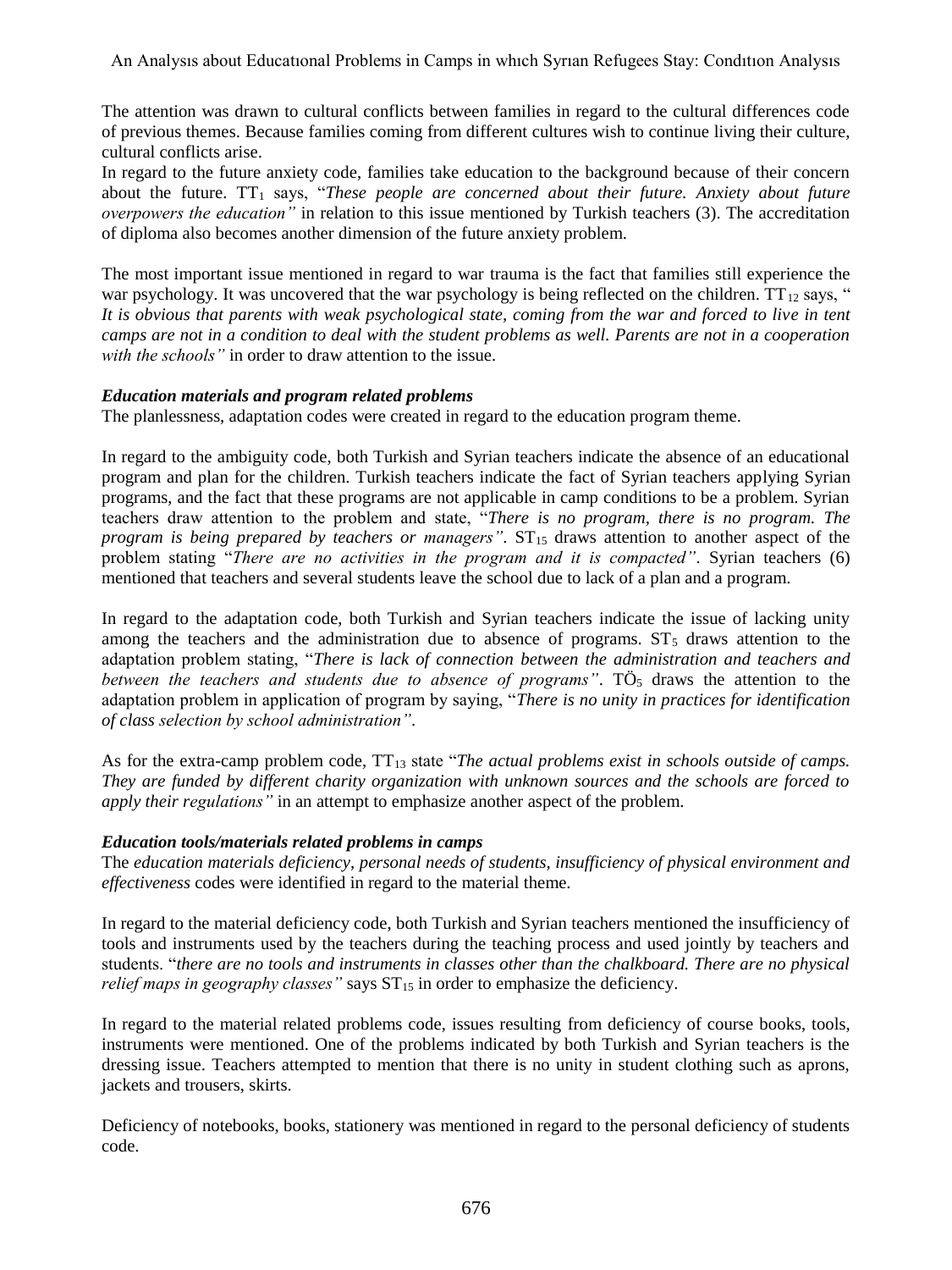The attention was drawn to cultural conflicts between families in regard to the cultural differences code of previous themes. Because families coming from different cultures wish to continue living their culture, cultural conflicts arise.

In regard to the future anxiety code, families take education to the background because of their concern about the future. $TT_1$ says, "*These people are concerned about their future. Anxiety about future overpowers the education"* in relation to this issue mentioned by Turkish teachers (3). The accreditation of diploma also becomes another dimension of the future anxiety problem.

The most important issue mentioned in regard to war trauma is the fact that families still experience the war psychology. It was uncovered that the war psychology is being reflected on the children. $TT_{12}$ says, "*It is obvious that parents with weak psychological state, coming from the war and forced to live in tent camps are not in a condition to deal with the student problems as well. Parents are not in a cooperation with the schools"* in order to draw attention to the issue.

***Education materials and program related problems***

The planlessness, adaptation codes were created in regard to the education program theme.

In regard to the ambiguity code, both Turkish and Syrian teachers indicate the absence of an educational program and plan for the children. Turkish teachers indicate the fact of Syrian teachers applying Syrian programs, and the fact that these programs are not applicable in camp conditions to be a problem. Syrian teachers draw attention to the problem and state, "*There is no program, there is no program. The program is being prepared by teachers or managers"*. $ST_{15}$ draws attention to another aspect of the problem stating "*There are no activities in the program and it is compacted"*. Syrian teachers (6) mentioned that teachers and several students leave the school due to lack of a plan and a program.

In regard to the adaptation code, both Turkish and Syrian teachers indicate the issue of lacking unity among the teachers and the administration due to absence of programs. $ST_5$ draws attention to the adaptation problem stating, "*There is lack of connection between the administration and teachers and between the teachers and students due to absence of programs"*. $TÖ_5$ draws the attention to the adaptation problem in application of program by saying, "*There is no unity in practices for identification of class selection by school administration"*.

As for the extra-camp problem code, $TT_{13}$ state "*The actual problems exist in schools outside of camps. They are funded by different charity organization with unknown sources and the schools are forced to apply their regulations"* in an attempt to emphasize another aspect of the problem.

***Education tools/materials related problems in camps***

The *education materials deficiency, personal needs of students, insufficiency of physical environment and effectiveness* codes were identified in regard to the material theme.

In regard to the material deficiency code, both Turkish and Syrian teachers mentioned the insufficiency of tools and instruments used by the teachers during the teaching process and used jointly by teachers and students. "*there are no tools and instruments in classes other than the chalkboard. There are no physical relief maps in geography classes"* says $ST_{15}$ in order to emphasize the deficiency.

In regard to the material related problems code, issues resulting from deficiency of course books, tools, instruments were mentioned. One of the problems indicated by both Turkish and Syrian teachers is the dressing issue. Teachers attempted to mention that there is no unity in student clothing such as aprons, jackets and trousers, skirts.

Deficiency of notebooks, books, stationery was mentioned in regard to the personal deficiency of students code.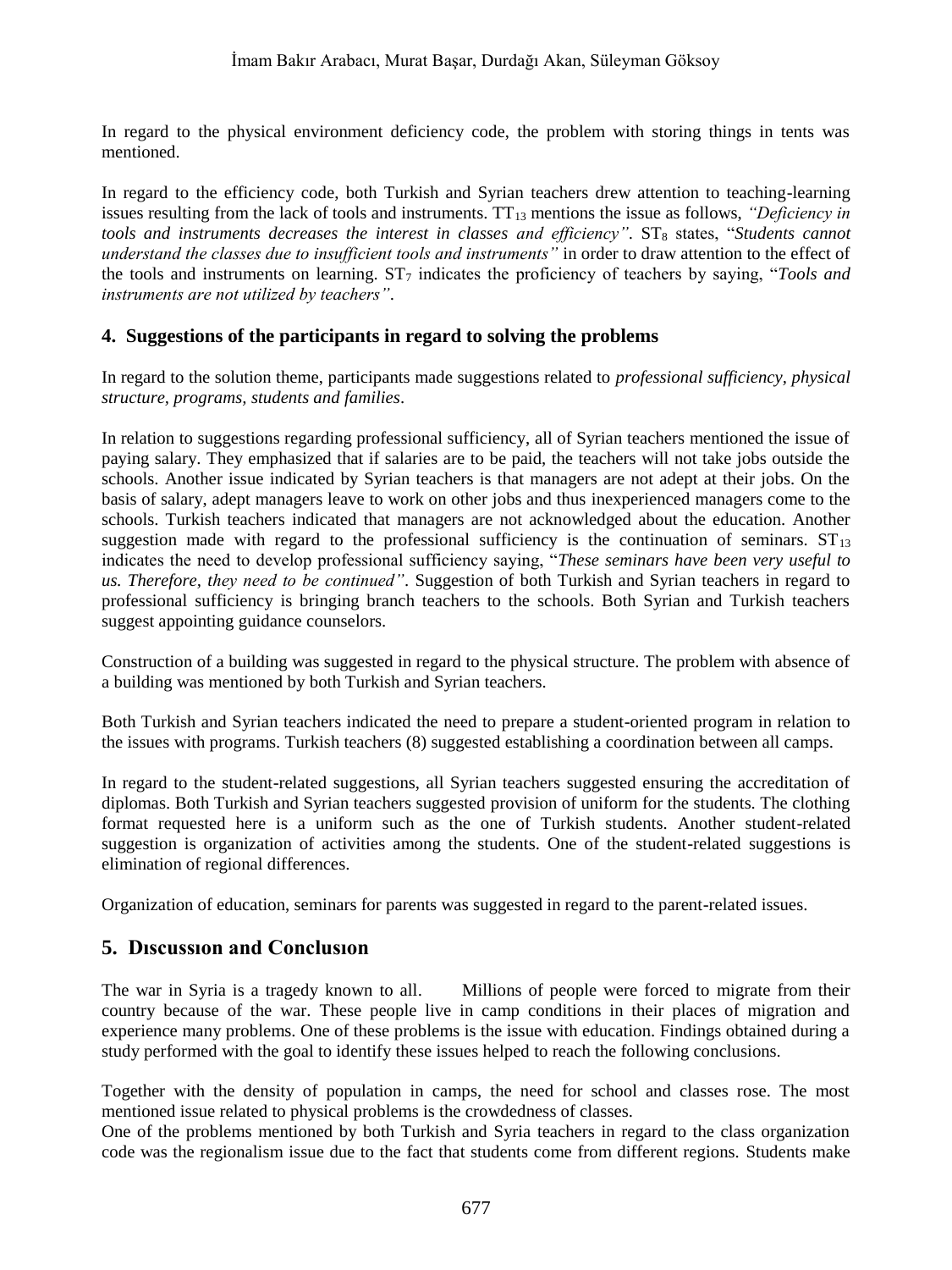In regard to the physical environment deficiency code, the problem with storing things in tents was mentioned.

In regard to the efficiency code, both Turkish and Syrian teachers drew attention to teaching-learning issues resulting from the lack of tools and instruments. $TT_{13}$ mentions the issue as follows, *"Deficiency in tools and instruments decreases the interest in classes and efficiency"*. $ST_8$ states, "*Students cannot understand the classes due to insufficient tools and instruments"* in order to draw attention to the effect of the tools and instruments on learning. $ST_7$ indicates the proficiency of teachers by saying, "*Tools and instruments are not utilized by teachers"*.

## 4. Suggestions of the participants in regard to solving the problems

In regard to the solution theme, participants made suggestions related to *professional sufficiency, physical structure, programs, students and families*.

In relation to suggestions regarding professional sufficiency, all of Syrian teachers mentioned the issue of paying salary. They emphasized that if salaries are to be paid, the teachers will not take jobs outside the schools. Another issue indicated by Syrian teachers is that managers are not adept at their jobs. On the basis of salary, adept managers leave to work on other jobs and thus inexperienced managers come to the schools. Turkish teachers indicated that managers are not acknowledged about the education. Another suggestion made with regard to the professional sufficiency is the continuation of seminars. $ST_{13}$ indicates the need to develop professional sufficiency saying, "*These seminars have been very useful to us. Therefore, they need to be continued"*. Suggestion of both Turkish and Syrian teachers in regard to professional sufficiency is bringing branch teachers to the schools. Both Syrian and Turkish teachers suggest appointing guidance counselors.

Construction of a building was suggested in regard to the physical structure. The problem with absence of a building was mentioned by both Turkish and Syrian teachers.

Both Turkish and Syrian teachers indicated the need to prepare a student-oriented program in relation to the issues with programs. Turkish teachers (8) suggested establishing a coordination between all camps.

In regard to the student-related suggestions, all Syrian teachers suggested ensuring the accreditation of diplomas. Both Turkish and Syrian teachers suggested provision of uniform for the students. The clothing format requested here is a uniform such as the one of Turkish students. Another student-related suggestion is organization of activities among the students. One of the student-related suggestions is elimination of regional differences.

Organization of education, seminars for parents was suggested in regard to the parent-related issues.

## 5. Dıscussıon and Conclusıon

The war in Syria is a tragedy known to all. Millions of people were forced to migrate from their country because of the war. These people live in camp conditions in their places of migration and experience many problems. One of these problems is the issue with education. Findings obtained during a study performed with the goal to identify these issues helped to reach the following conclusions.

Together with the density of population in camps, the need for school and classes rose. The most mentioned issue related to physical problems is the crowdedness of classes.

One of the problems mentioned by both Turkish and Syria teachers in regard to the class organization code was the regionalism issue due to the fact that students come from different regions. Students make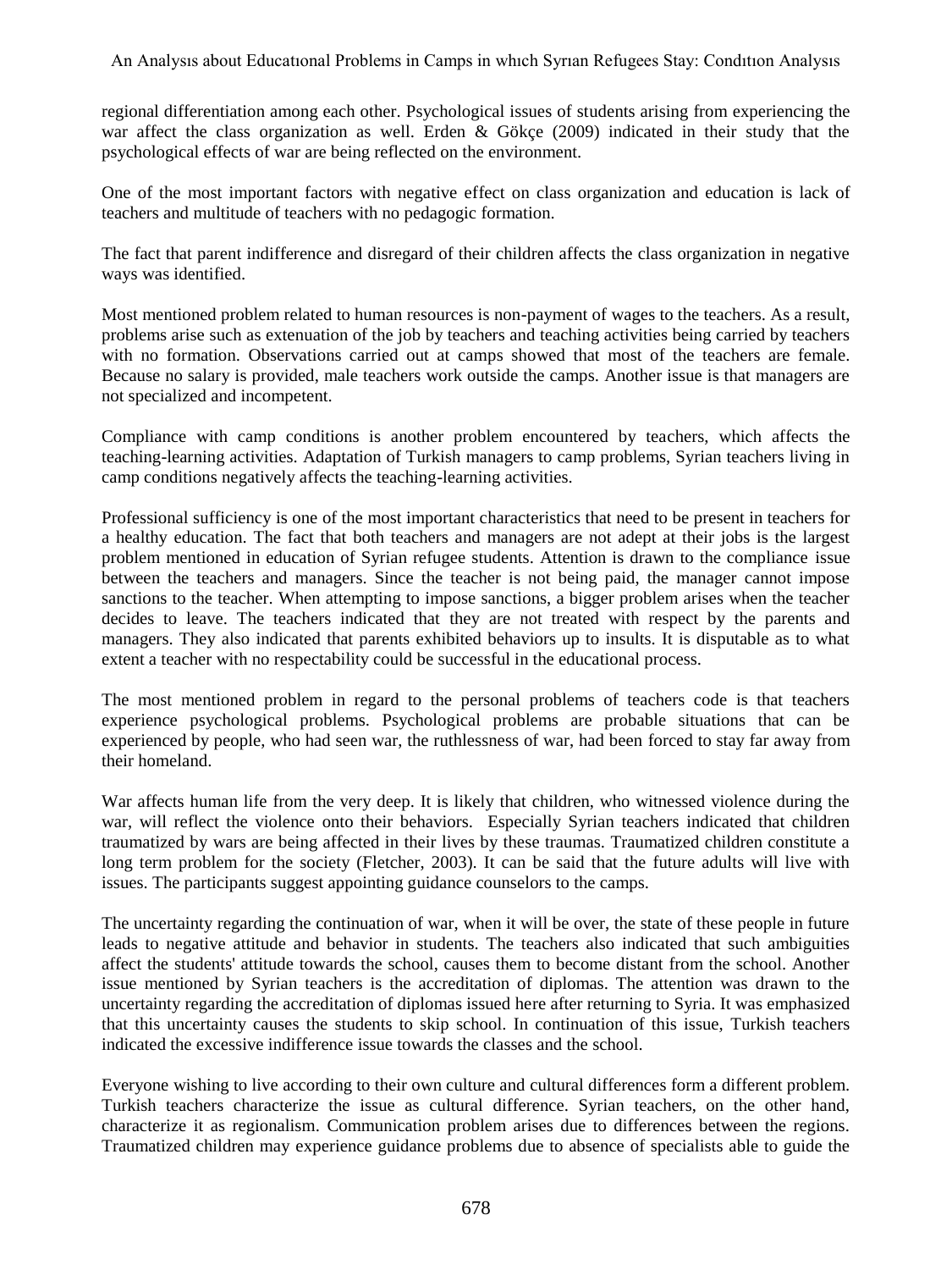regional differentiation among each other. Psychological issues of students arising from experiencing the war affect the class organization as well. Erden & Gökçe (2009) indicated in their study that the psychological effects of war are being reflected on the environment.

One of the most important factors with negative effect on class organization and education is lack of teachers and multitude of teachers with no pedagogic formation.

The fact that parent indifference and disregard of their children affects the class organization in negative ways was identified.

Most mentioned problem related to human resources is non-payment of wages to the teachers. As a result, problems arise such as extenuation of the job by teachers and teaching activities being carried by teachers with no formation. Observations carried out at camps showed that most of the teachers are female. Because no salary is provided, male teachers work outside the camps. Another issue is that managers are not specialized and incompetent.

Compliance with camp conditions is another problem encountered by teachers, which affects the teaching-learning activities. Adaptation of Turkish managers to camp problems, Syrian teachers living in camp conditions negatively affects the teaching-learning activities.

Professional sufficiency is one of the most important characteristics that need to be present in teachers for a healthy education. The fact that both teachers and managers are not adept at their jobs is the largest problem mentioned in education of Syrian refugee students. Attention is drawn to the compliance issue between the teachers and managers. Since the teacher is not being paid, the manager cannot impose sanctions to the teacher. When attempting to impose sanctions, a bigger problem arises when the teacher decides to leave. The teachers indicated that they are not treated with respect by the parents and managers. They also indicated that parents exhibited behaviors up to insults. It is disputable as to what extent a teacher with no respectability could be successful in the educational process.

The most mentioned problem in regard to the personal problems of teachers code is that teachers experience psychological problems. Psychological problems are probable situations that can be experienced by people, who had seen war, the ruthlessness of war, had been forced to stay far away from their homeland.

War affects human life from the very deep. It is likely that children, who witnessed violence during the war, will reflect the violence onto their behaviors. Especially Syrian teachers indicated that children traumatized by wars are being affected in their lives by these traumas. Traumatized children constitute a long term problem for the society (Fletcher, 2003). It can be said that the future adults will live with issues. The participants suggest appointing guidance counselors to the camps.

The uncertainty regarding the continuation of war, when it will be over, the state of these people in future leads to negative attitude and behavior in students. The teachers also indicated that such ambiguities affect the students' attitude towards the school, causes them to become distant from the school. Another issue mentioned by Syrian teachers is the accreditation of diplomas. The attention was drawn to the uncertainty regarding the accreditation of diplomas issued here after returning to Syria. It was emphasized that this uncertainty causes the students to skip school. In continuation of this issue, Turkish teachers indicated the excessive indifference issue towards the classes and the school.

Everyone wishing to live according to their own culture and cultural differences form a different problem. Turkish teachers characterize the issue as cultural difference. Syrian teachers, on the other hand, characterize it as regionalism. Communication problem arises due to differences between the regions. Traumatized children may experience guidance problems due to absence of specialists able to guide the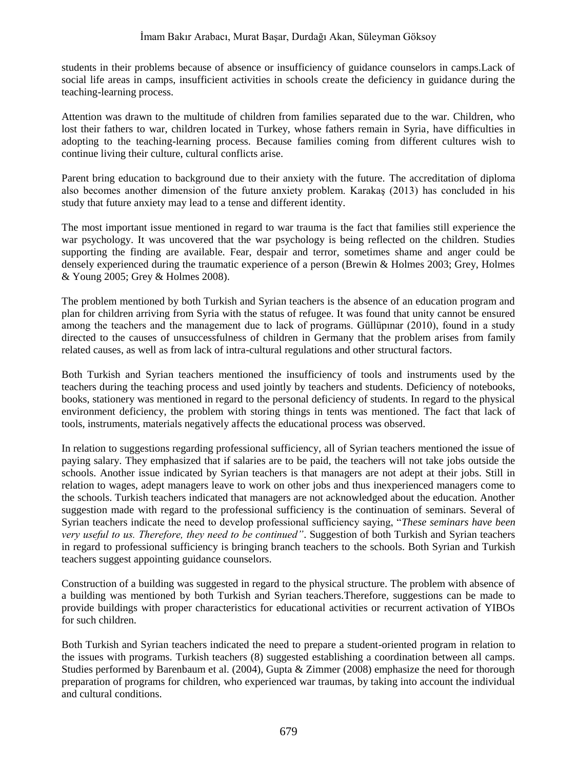students in their problems because of absence or insufficiency of guidance counselors in camps.Lack of social life areas in camps, insufficient activities in schools create the deficiency in guidance during the teaching-learning process.

Attention was drawn to the multitude of children from families separated due to the war. Children, who lost their fathers to war, children located in Turkey, whose fathers remain in Syria, have difficulties in adopting to the teaching-learning process. Because families coming from different cultures wish to continue living their culture, cultural conflicts arise.

Parent bring education to background due to their anxiety with the future. The accreditation of diploma also becomes another dimension of the future anxiety problem. Karakaş (2013) has concluded in his study that future anxiety may lead to a tense and different identity.

The most important issue mentioned in regard to war trauma is the fact that families still experience the war psychology. It was uncovered that the war psychology is being reflected on the children. Studies supporting the finding are available. Fear, despair and terror, sometimes shame and anger could be densely experienced during the traumatic experience of a person (Brewin & Holmes 2003; Grey, Holmes & Young 2005; Grey & Holmes 2008).

The problem mentioned by both Turkish and Syrian teachers is the absence of an education program and plan for children arriving from Syria with the status of refugee. It was found that unity cannot be ensured among the teachers and the management due to lack of programs. Güllüpınar (2010), found in a study directed to the causes of unsuccessfulness of children in Germany that the problem arises from family related causes, as well as from lack of intra-cultural regulations and other structural factors.

Both Turkish and Syrian teachers mentioned the insufficiency of tools and instruments used by the teachers during the teaching process and used jointly by teachers and students. Deficiency of notebooks, books, stationery was mentioned in regard to the personal deficiency of students. In regard to the physical environment deficiency, the problem with storing things in tents was mentioned. The fact that lack of tools, instruments, materials negatively affects the educational process was observed.

In relation to suggestions regarding professional sufficiency, all of Syrian teachers mentioned the issue of paying salary. They emphasized that if salaries are to be paid, the teachers will not take jobs outside the schools. Another issue indicated by Syrian teachers is that managers are not adept at their jobs. Still in relation to wages, adept managers leave to work on other jobs and thus inexperienced managers come to the schools. Turkish teachers indicated that managers are not acknowledged about the education. Another suggestion made with regard to the professional sufficiency is the continuation of seminars. Several of Syrian teachers indicate the need to develop professional sufficiency saying, "*These seminars have been very useful to us. Therefore, they need to be continued"*. Suggestion of both Turkish and Syrian teachers in regard to professional sufficiency is bringing branch teachers to the schools. Both Syrian and Turkish teachers suggest appointing guidance counselors.

Construction of a building was suggested in regard to the physical structure. The problem with absence of a building was mentioned by both Turkish and Syrian teachers.Therefore, suggestions can be made to provide buildings with proper characteristics for educational activities or recurrent activation of YIBOs for such children.

Both Turkish and Syrian teachers indicated the need to prepare a student-oriented program in relation to the issues with programs. Turkish teachers (8) suggested establishing a coordination between all camps. Studies performed by Barenbaum et al. (2004), Gupta & Zimmer (2008) emphasize the need for thorough preparation of programs for children, who experienced war traumas, by taking into account the individual and cultural conditions.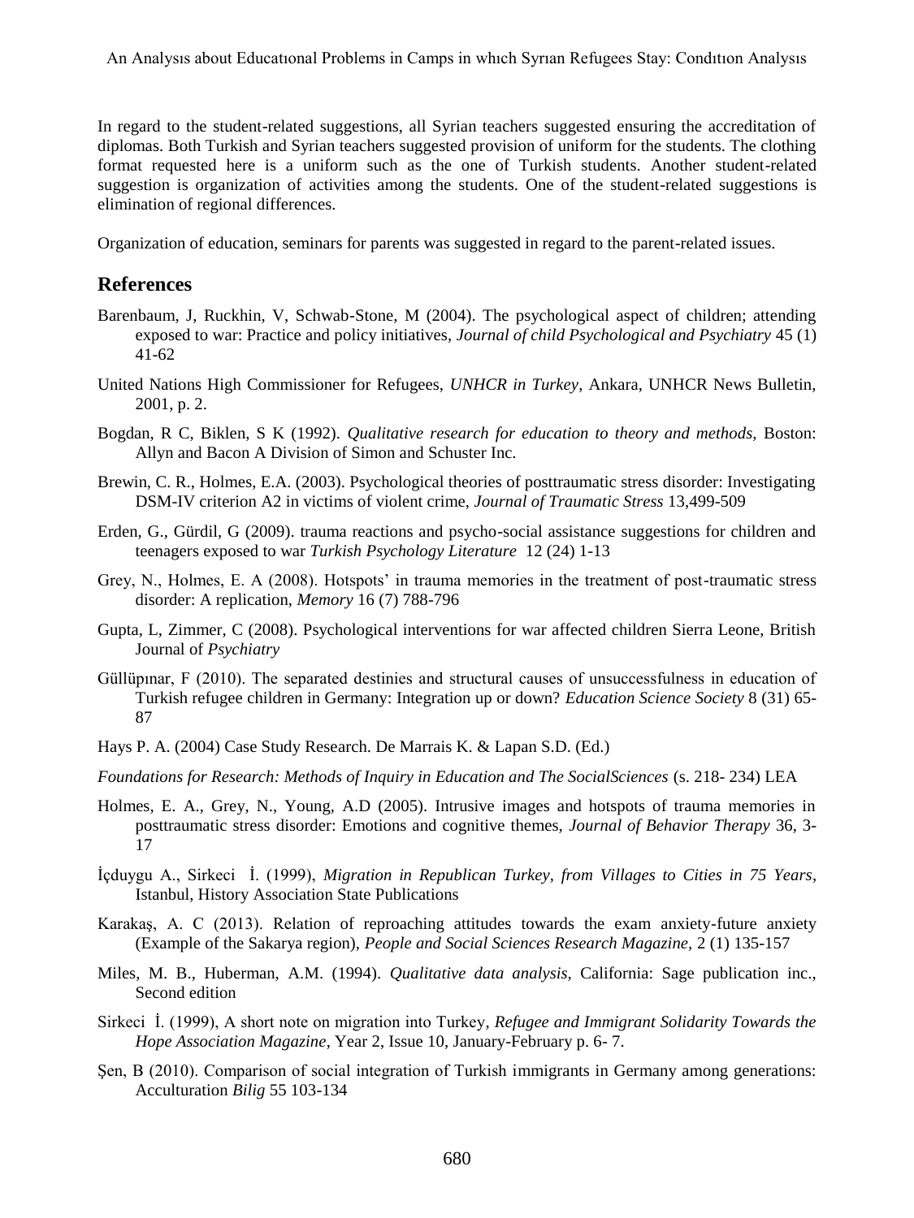In regard to the student-related suggestions, all Syrian teachers suggested ensuring the accreditation of diplomas. Both Turkish and Syrian teachers suggested provision of uniform for the students. The clothing format requested here is a uniform such as the one of Turkish students. Another student-related suggestion is organization of activities among the students. One of the student-related suggestions is elimination of regional differences.

Organization of education, seminars for parents was suggested in regard to the parent-related issues.

## References

Barenbaum, J, Ruckhin, V, Schwab-Stone, M (2004). The psychological aspect of children; attending exposed to war: Practice and policy initiatives, *Journal of child Psychological and Psychiatry* 45 (1) 41-62

United Nations High Commissioner for Refugees, *UNHCR in Turkey*, Ankara, UNHCR News Bulletin, 2001, p. 2.

Bogdan, R C, Biklen, S K (1992). *Qualitative research for education to theory and methods,* Boston: Allyn and Bacon A Division of Simon and Schuster Inc.

Brewin, C. R., Holmes, E.A. (2003). Psychological theories of posttraumatic stress disorder: Investigating DSM-IV criterion A2 in victims of violent crime, *Journal of Traumatic Stress* 13,499-509

Erden, G., Gürdil, G (2009). trauma reactions and psycho-social assistance suggestions for children and teenagers exposed to war *Turkish Psychology Literature* 12 (24) 1-13

Grey, N., Holmes, E. A (2008). Hotspots' in trauma memories in the treatment of post-traumatic stress disorder: A replication, *Memory* 16 (7) 788-796

Gupta, L, Zimmer, C (2008). Psychological interventions for war affected children Sierra Leone, British Journal of *Psychiatry*

Güllüpınar, F (2010). The separated destinies and structural causes of unsuccessfulness in education of Turkish refugee children in Germany: Integration up or down? *Education Science Society* 8 (31) 65-87

Hays P. A. (2004) Case Study Research. De Marrais K. & Lapan S.D. (Ed.)

*Foundations for Research: Methods of Inquiry in Education and The SocialSciences* (s. 218- 234) LEA

Holmes, E. A., Grey, N., Young, A.D (2005). Intrusive images and hotspots of trauma memories in posttraumatic stress disorder: Emotions and cognitive themes, *Journal of Behavior Therapy* 36, 3-17

İçduygu A., Sirkeci İ. (1999), *Migration in Republican Turkey, from Villages to Cities in 75 Years*, Istanbul, History Association State Publications

Karakaş, A. C (2013). Relation of reproaching attitudes towards the exam anxiety-future anxiety (Example of the Sakarya region), *People and Social Sciences Research Magazine,* 2 (1) 135-157

Miles, M. B., Huberman, A.M. (1994). *Qualitative data analysis*, California: Sage publication inc., Second edition

Sirkeci İ. (1999), A short note on migration into Turkey, *Refugee and Immigrant Solidarity Towards the Hope Association Magazine*, Year 2, Issue 10, January-February p. 6- 7.

Şen, B (2010). Comparison of social integration of Turkish immigrants in Germany among generations: Acculturation *Bilig* 55 103-134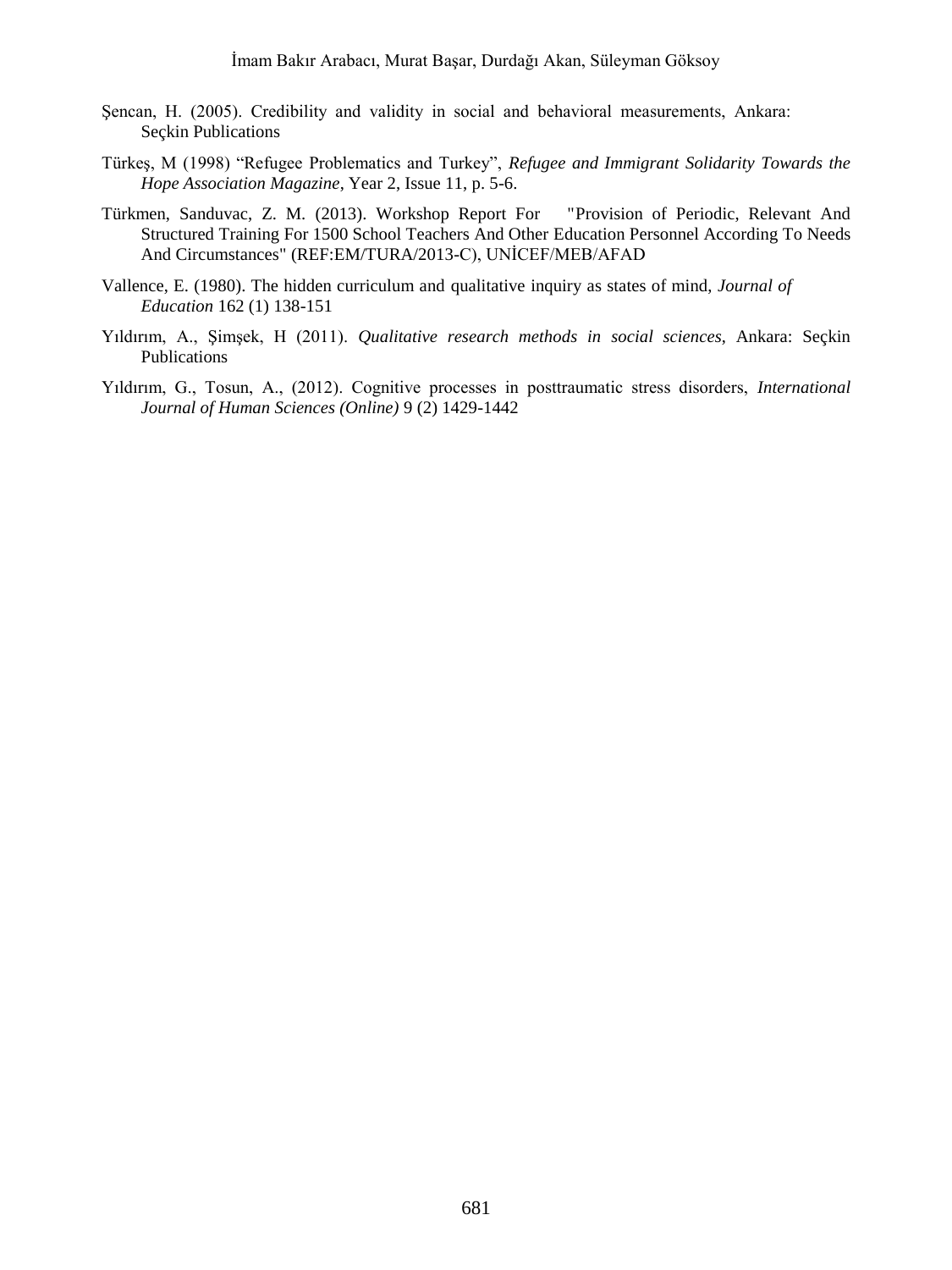Şencan, H. (2005). Credibility and validity in social and behavioral measurements, Ankara: Seçkin Publications

Türkeş, M (1998) “Refugee Problematics and Turkey”, *Refugee and Immigrant Solidarity Towards the Hope Association Magazine*, Year 2, Issue 11, p. 5-6.

Türkmen, Sanduvac, Z. M. (2013). Workshop Report For "Provision of Periodic, Relevant And Structured Training For 1500 School Teachers And Other Education Personnel According To Needs And Circumstances" (REF:EM/TURA/2013-C), UNİCEF/MEB/AFAD

Vallence, E. (1980). The hidden curriculum and qualitative inquiry as states of mind, *Journal of Education* 162 (1) 138-151

Yıldırım, A., Şimşek, H (2011). *Qualitative research methods in social sciences*, Ankara: Seçkin Publications

Yıldırım, G., Tosun, A., (2012). Cognitive processes in posttraumatic stress disorders, *International Journal of Human Sciences (Online)* 9 (2) 1429-1442